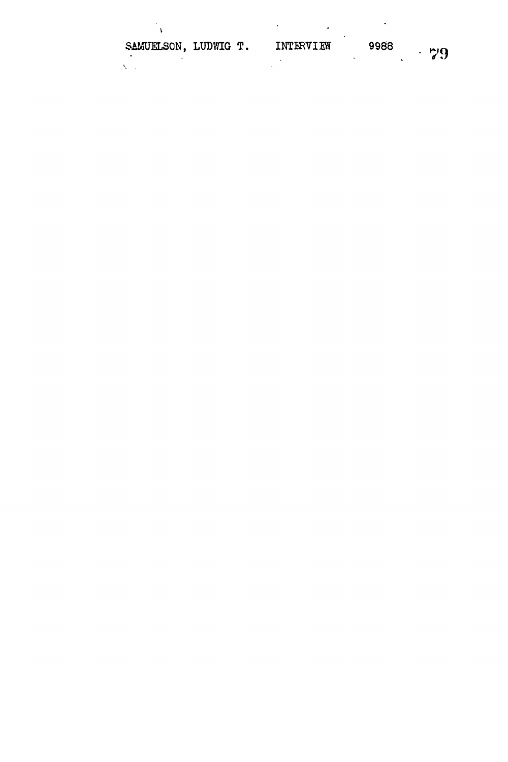SAMUELSON, LUDWIG T. INTERVIEW 9988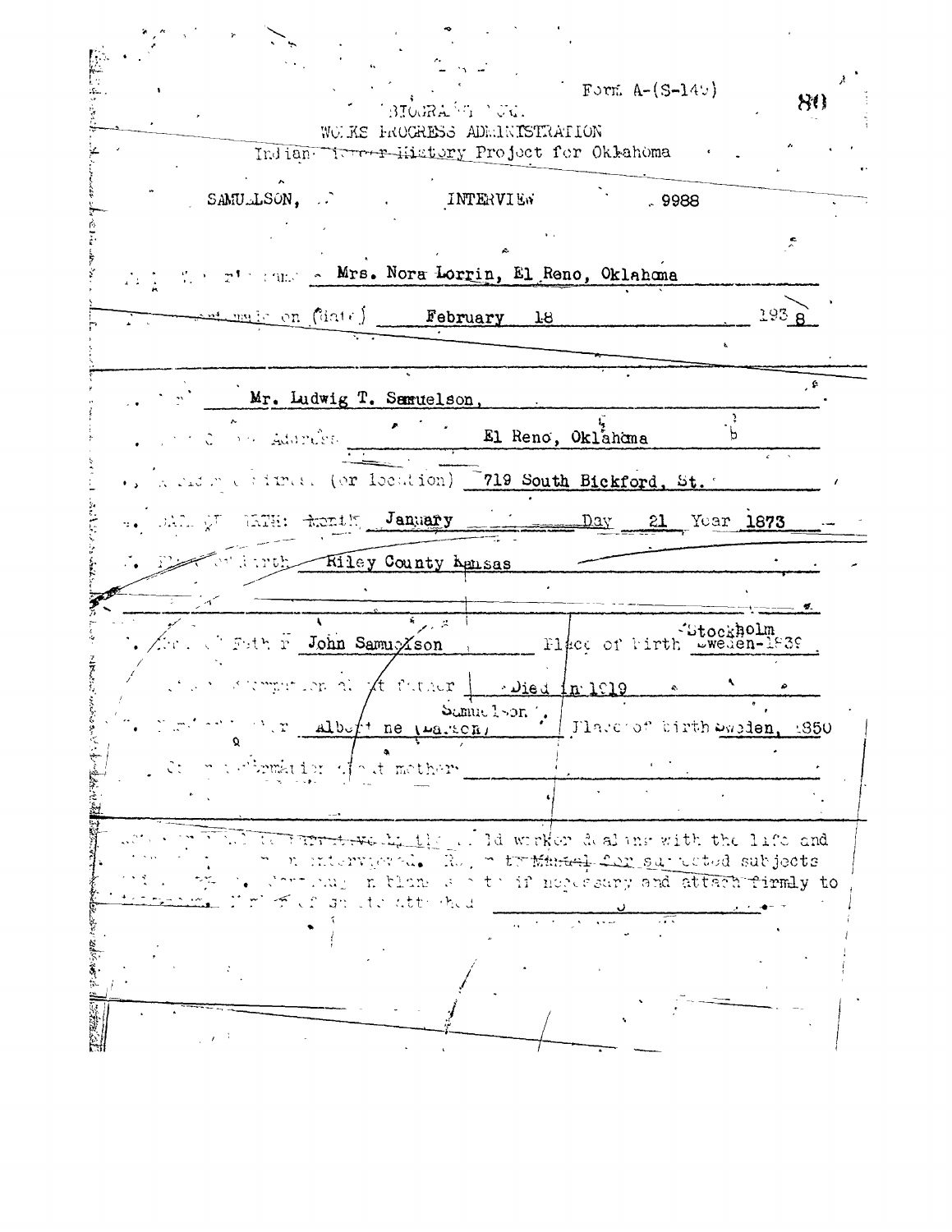Form A-(S-149)

BIOGRAPHY FORM
WORKS PROGRESS ADMINISTRATION
Indian-Pioneer History Project for Oklahoma

SAMUELSON, INTERVIEW 9988

Field Worker's name - Mrs. Nora Lorrin, El Reno, Oklahoma

This report made on (date) February 18 1938

1. Name Mr. Ludwig T. Samuelson,

2. Post Office Address El Reno, Oklahoma

3. Residence address (or location) 719 South Bickford, St.

4. DATE OF BIRTH: Month January Day 21 Year 1873

5. Place of birth Riley County Kansas

6. Name of Father John Samuelson Place of birth Stockholm Sweden-1839

Other information about father Died in 1919

7. Name of Mother Albertine (Larson) Samuelson. Place of birth Sweden, 1850

Other information about mother

Notes or complete narrative by the field worker dealing with the life and story of the person interviewed. Refer to Manual for suggested subjects and questions. Continue on blank sheets if necessary and attach firmly to this form. Number of sheets attached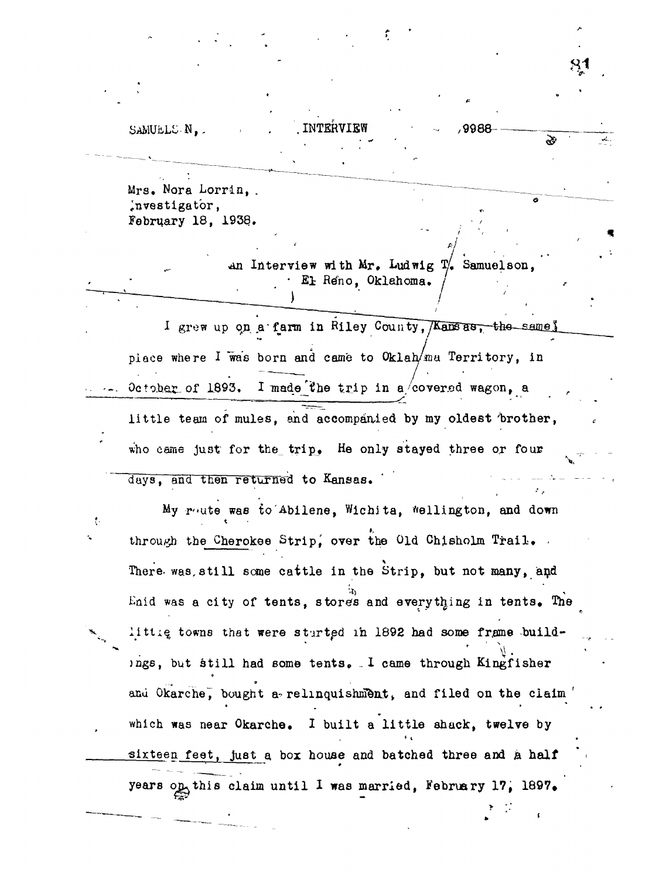SAMUELSON, INTERVIEW 9988

Mrs. Nora Lorrin,
Investigator,
February 18, 1938.

An Interview with Mr. Ludwig T. Samuelson,
El Reno, Oklahoma.

I grew up on a farm in Riley County, Kansas, the same place where I was born and came to Oklahoma Territory, in October of 1893. I made the trip in a covered wagon, a little team of mules, and accompanied by my oldest brother, who came just for the trip. He only stayed three or four days, and then returned to Kansas.

My route was to Abilene, Wichita, Wellington, and down through the Cherokee Strip, over the Old Chisholm Trail. There was still some cattle in the Strip, but not many, and Enid was a city of tents, stores and everything in tents. The little towns that were started in 1892 had some frame buildings, but still had some tents. I came through Kingfisher and Okarche, bought a relinquishment, and filed on the claim which was near Okarche. I built a little shack, twelve by sixteen feet, just a box house and batched three and a half years on this claim until I was married, February 17, 1897.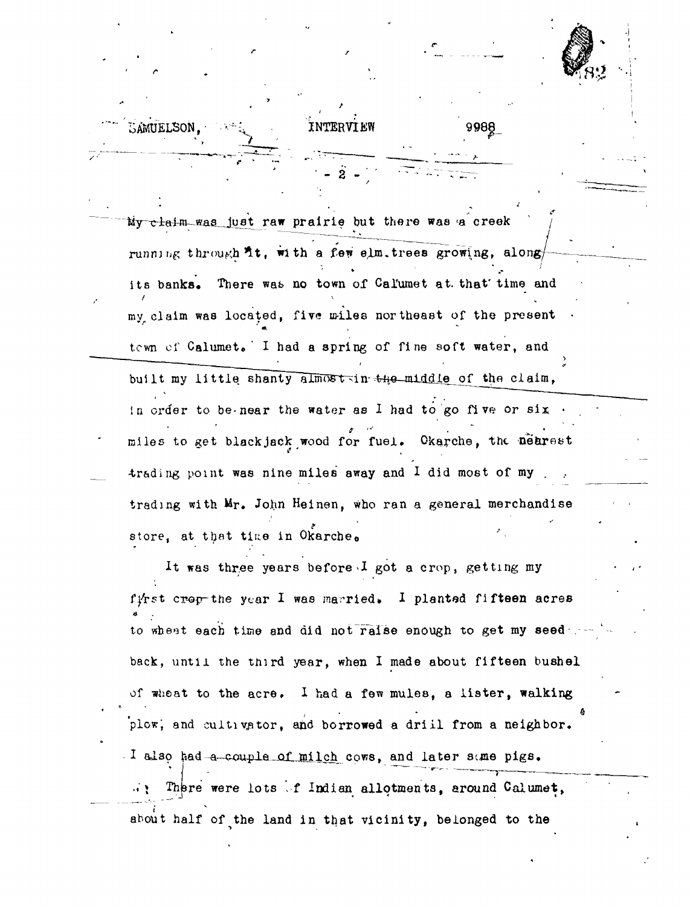My claim was just raw prairie but there was a creek running through it, with a few elm trees growing, along its banks. There was no town of Calumet at that time and my claim was located, five miles northeast of the present town of Calumet. I had a spring of fine soft water, and built my little shanty almost in the middle of the claim, in order to be near the water as I had to go five or six miles to get blackjack wood for fuel. Okarche, the nearest trading point was nine miles away and I did most of my trading with Mr. John Heinen, who ran a general merchandise store, at that time in Okarche.

It was three years before I got a crop, getting my first crop the year I was married. I planted fifteen acres to wheat each time and did not raise enough to get my seed back, until the third year, when I made about fifteen bushel of wheat to the acre. I had a few mules, a lister, walking plow, and cultivator, and borrowed a drill from a neighbor. I also had a couple of milch cows, and later some pigs.

There were lots of Indian allotments, around Calumet, about half of the land in that vicinity, belonged to the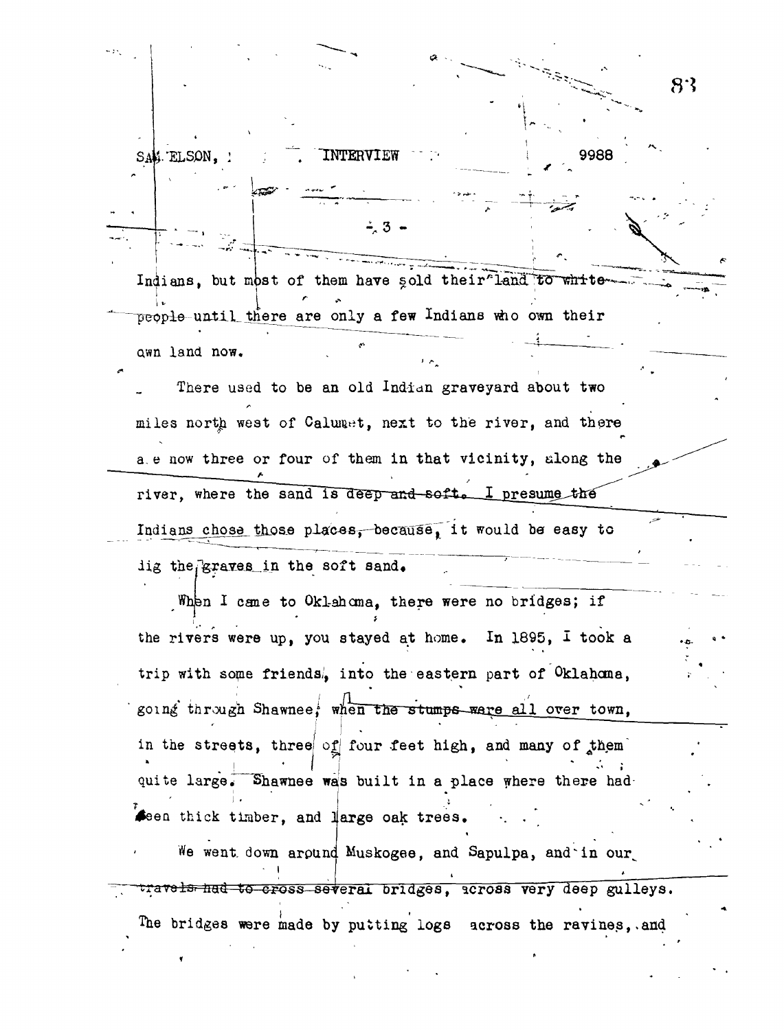Indians, but most of them have sold their land to white people until there are only a few Indians who own their own land now.

There used to be an old Indian graveyard about two miles north west of Calumet, next to the river, and there are now three or four of them in that vicinity, along the river, where the sand is deep and soft. I presume the Indians chose those places, because, it would be easy to dig the graves in the soft sand.

When I came to Oklahoma, there were no bridges; if the rivers were up, you stayed at home. In 1895, I took a trip with some friends, into the eastern part of Oklahoma, going through Shawnee; when the stumps were all over town, in the streets, three or four feet high, and many of them quite large. Shawnee was built in a place where there had been thick timber, and large oak trees.

We went down around Muskogee, and Sapulpa, and in our travels had to cross several bridges, across very deep gulleys. The bridges were made by putting logs across the ravines, and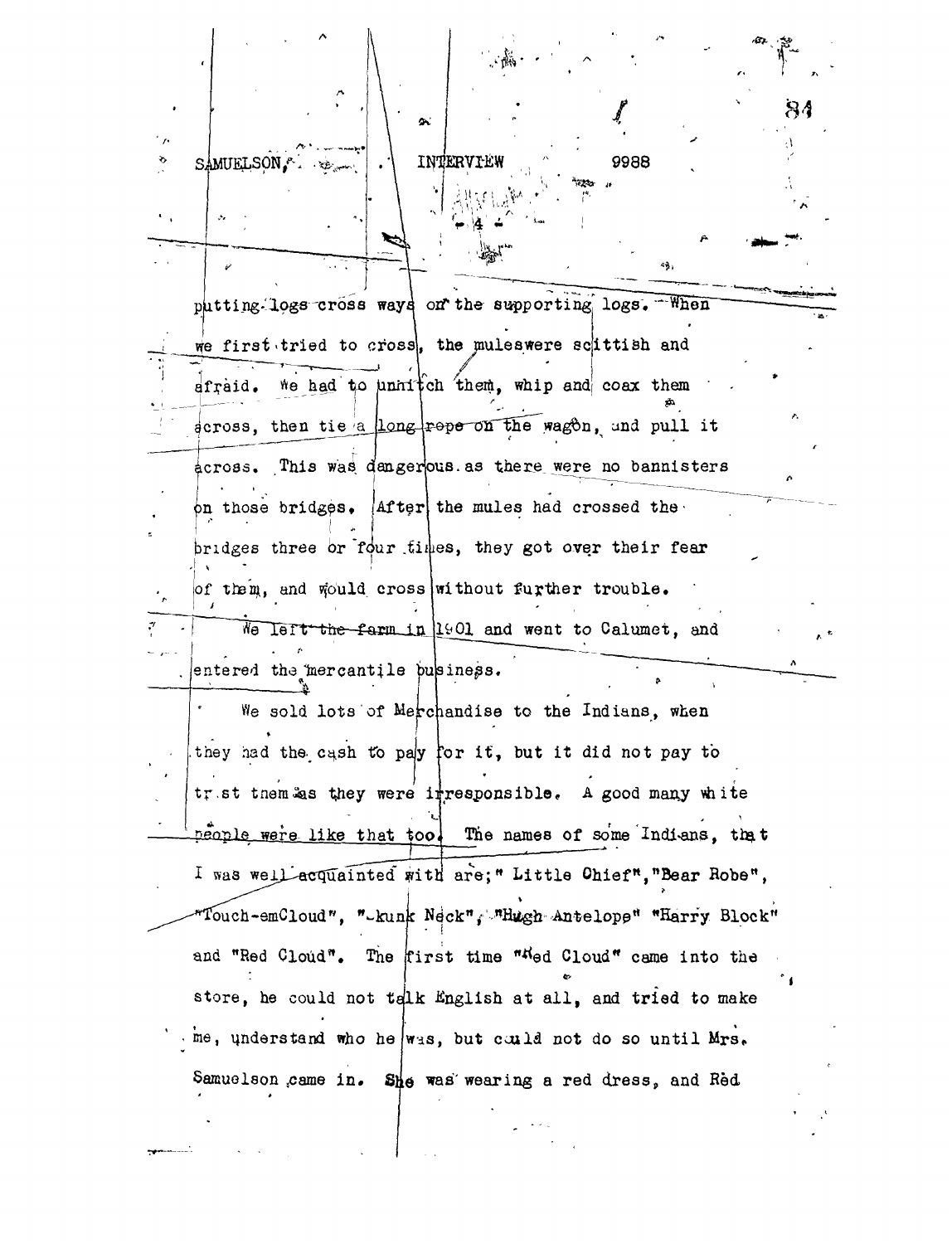putting logs cross ways on the supporting logs. When we first tried to cross, the muleswere scittish and afraid. We had to unhitch them, whip and coax them across, then tie a long rope on the wagon, and pull it across. This was dangerous as there were no bannisters on those bridges. After the mules had crossed the bridges three or four times, they got over their fear of them, and would cross without further trouble.

We left the farm in 1901 and went to Calumet, and entered the mercantile business.

We sold lots of Merchandise to the Indians, when they had the cash to pay for it, but it did not pay to trust them as they were irresponsible. A good many white people were like that too. The names of some Indians, that I was well acquainted with are;" Little Chief", "Bear Robe", "Touch-emCloud", "Skunk Neck", "Hugh Antelope" "Harry Block" and "Red Cloud". The first time "Red Cloud" came into the store, he could not talk English at all, and tried to make me, understand who he was, but could not do so until Mrs. Samuelson came in. She was wearing a red dress, and Red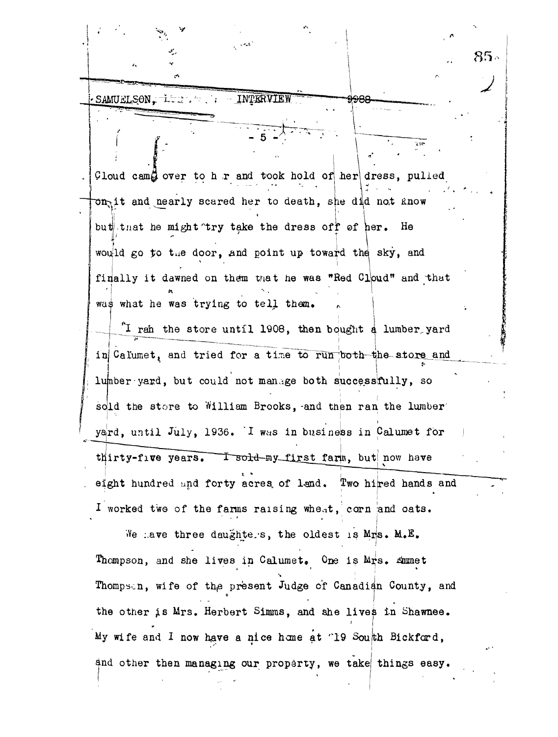Cloud came over to her and took hold of her dress, pulled on it and nearly scared her to death, she did not know but that he might try take the dress off of her. He would go to the door, and point up toward the sky, and finally it dawned on them that he was "Red Cloud" and that was what he was trying to tell them.

"I ran the store until 1908, then bought a lumber yard in Calumet, and tried for a time to run both the store and lumber yard, but could not manage both successfully, so sold the store to William Brooks, and then ran the lumber yard, until July, 1936. I was in business in Calumet for thirty-five years. ~~I sold my first farm~~, but now have eight hundred and forty acres of land. Two hired hands and I worked two of the farms raising wheat, corn and oats.

We have three daughters, the oldest is Mrs. M.E. Thompson, and she lives in Calumet. One is Mrs. Emmet Thompson, wife of the present Judge of Canadian County, and the other is Mrs. Herbert Simms, and she lives in Shawnee. My wife and I now have a nice home at 719 South Bickford, and other then managing our property, we take things easy.